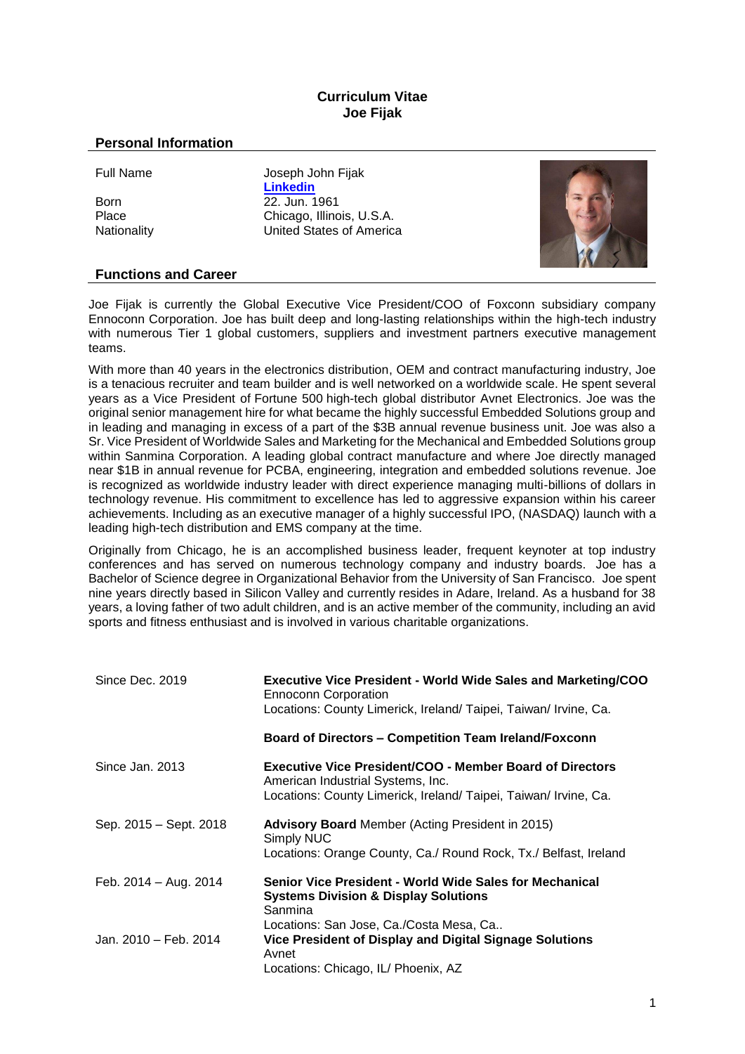# Curriculum Vitae
# Joe Fijak

## Personal Information

| | |
|---|---|
| Full Name | Joseph John Fijak<br>**Linkedin** |
| Born | 22. Jun. 1961 |
| Place | Chicago, Illinois, U.S.A. |
| Nationality | United States of America |

## Functions and Career

Joe Fijak is currently the Global Executive Vice President/COO of Foxconn subsidiary company Ennoconn Corporation. Joe has built deep and long-lasting relationships within the high-tech industry with numerous Tier 1 global customers, suppliers and investment partners executive management teams.

With more than 40 years in the electronics distribution, OEM and contract manufacturing industry, Joe is a tenacious recruiter and team builder and is well networked on a worldwide scale. He spent several years as a Vice President of Fortune 500 high-tech global distributor Avnet Electronics. Joe was the original senior management hire for what became the highly successful Embedded Solutions group and in leading and managing in excess of a part of the $3B annual revenue business unit. Joe was also a Sr. Vice President of Worldwide Sales and Marketing for the Mechanical and Embedded Solutions group within Sanmina Corporation. A leading global contract manufacture and where Joe directly managed near $1B in annual revenue for PCBA, engineering, integration and embedded solutions revenue. Joe is recognized as worldwide industry leader with direct experience managing multi-billions of dollars in technology revenue. His commitment to excellence has led to aggressive expansion within his career achievements. Including as an executive manager of a highly successful IPO, (NASDAQ) launch with a leading high-tech distribution and EMS company at the time.

Originally from Chicago, he is an accomplished business leader, frequent keynoter at top industry conferences and has served on numerous technology company and industry boards. Joe has a Bachelor of Science degree in Organizational Behavior from the University of San Francisco. Joe spent nine years directly based in Silicon Valley and currently resides in Adare, Ireland. As a husband for 38 years, a loving father of two adult children, and is an active member of the community, including an avid sports and fitness enthusiast and is involved in various charitable organizations.

| | |
|---|---|
| Since Dec. 2019 | **Executive Vice President - World Wide Sales and Marketing/COO**<br>Ennoconn Corporation<br>Locations: County Limerick, Ireland/ Taipei, Taiwan/ Irvine, Ca.<br><br>**Board of Directors – Competition Team Ireland/Foxconn** |
| Since Jan. 2013 | **Executive Vice President/COO - Member Board of Directors**<br>American Industrial Systems, Inc.<br>Locations: County Limerick, Ireland/ Taipei, Taiwan/ Irvine, Ca. |
| Sep. 2015 – Sept. 2018 | **Advisory Board** Member (Acting President in 2015)<br>Simply NUC<br>Locations: Orange County, Ca./ Round Rock, Tx./ Belfast, Ireland |
| Feb. 2014 – Aug. 2014 | **Senior Vice President - World Wide Sales for Mechanical Systems Division & Display Solutions**<br>Sanmina<br>Locations: San Jose, Ca./Costa Mesa, Ca.. |
| Jan. 2010 – Feb. 2014 | **Vice President of Display and Digital Signage Solutions**<br>Avnet<br>Locations: Chicago, IL/ Phoenix, AZ |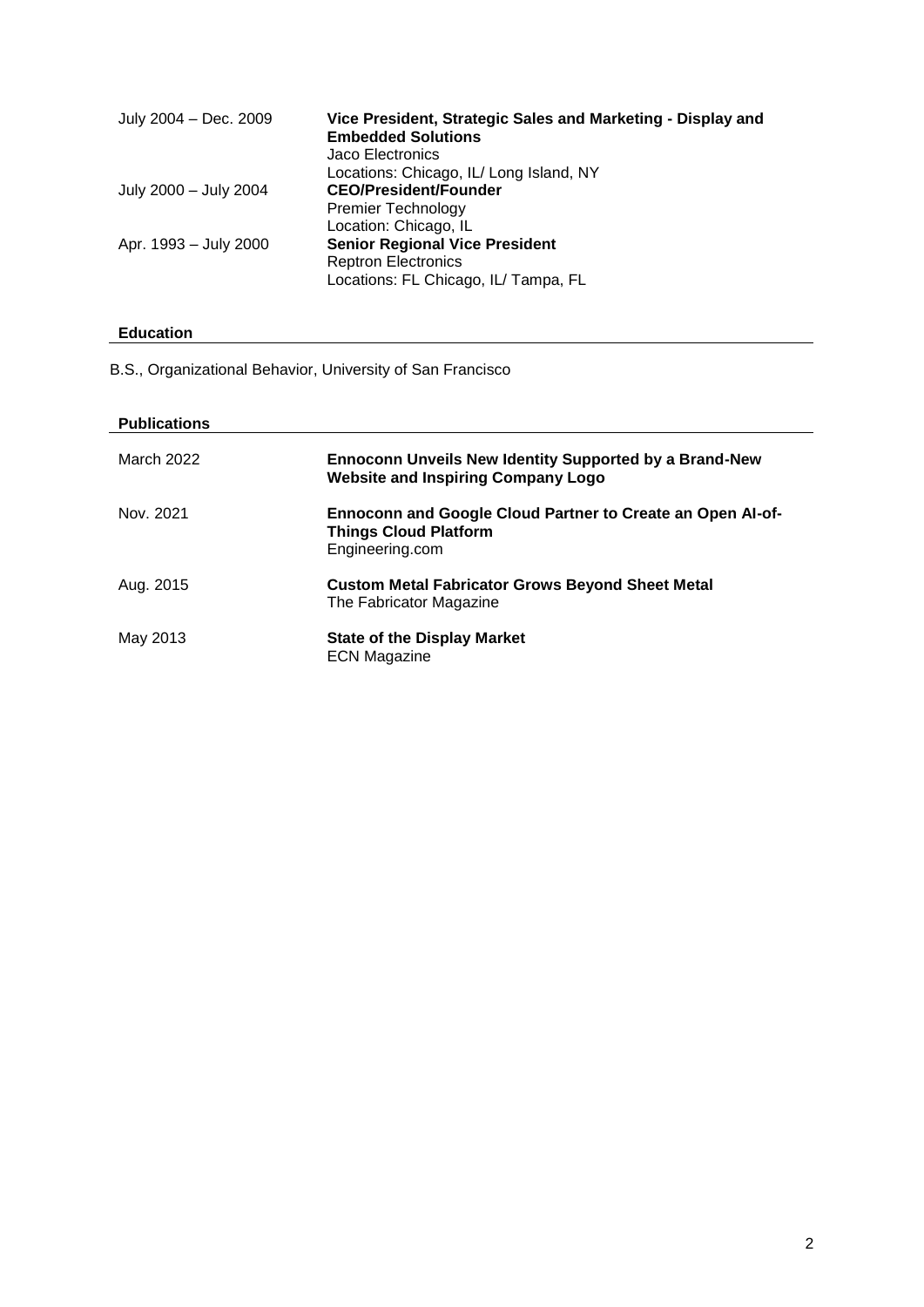| | |
|---|---|
| July 2004 – Dec. 2009 | **Vice President, Strategic Sales and Marketing - Display and Embedded Solutions**<br>Jaco Electronics<br>Locations: Chicago, IL/ Long Island, NY |
| July 2000 – July 2004 | **CEO/President/Founder**<br>Premier Technology<br>Location: Chicago, IL |
| Apr. 1993 – July 2000 | **Senior Regional Vice President**<br>Reptron Electronics<br>Locations: FL Chicago, IL/ Tampa, FL |

## Education

B.S., Organizational Behavior, University of San Francisco

## Publications

| | |
|---|---|
| March 2022 | **Ennoconn Unveils New Identity Supported by a Brand-New Website and Inspiring Company Logo** |
| Nov. 2021 | **Ennoconn and Google Cloud Partner to Create an Open AI-of-Things Cloud Platform**<br>Engineering.com |
| Aug. 2015 | **Custom Metal Fabricator Grows Beyond Sheet Metal**<br>The Fabricator Magazine |
| May 2013 | **State of the Display Market**<br>ECN Magazine |